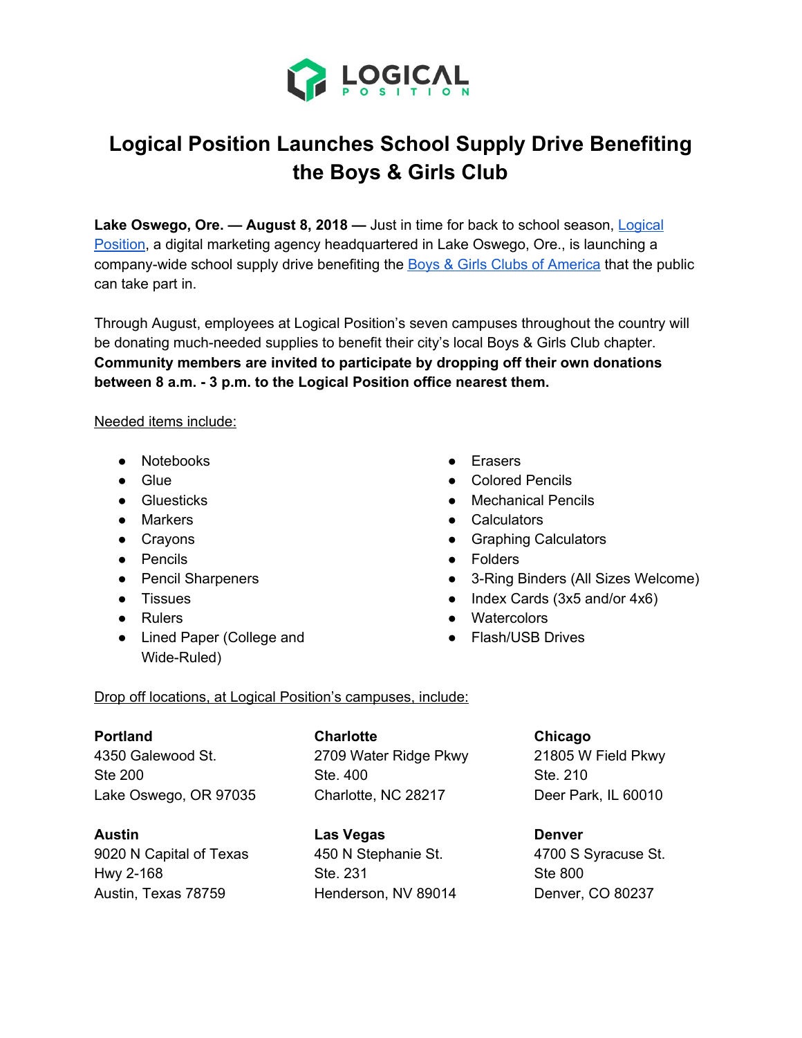LOGICAL POSITION

# Logical Position Launches School Supply Drive Benefiting the Boys & Girls Club

**Lake Oswego, Ore. — August 8, 2018 —** Just in time for back to school season, [Logical Position](), a digital marketing agency headquartered in Lake Oswego, Ore., is launching a company-wide school supply drive benefiting the [Boys & Girls Clubs of America]() that the public can take part in.

Through August, employees at Logical Position's seven campuses throughout the country will be donating much-needed supplies to benefit their city's local Boys & Girls Club chapter. **Community members are invited to participate by dropping off their own donations between 8 a.m. - 3 p.m. to the Logical Position office nearest them.**

<u>Needed items include:</u>

- Notebooks
- Glue
- Gluesticks
- Markers
- Crayons
- Pencils
- Pencil Sharpeners
- Tissues
- Rulers
- Lined Paper (College and Wide-Ruled)
- Erasers
- Colored Pencils
- Mechanical Pencils
- Calculators
- Graphing Calculators
- Folders
- 3-Ring Binders (All Sizes Welcome)
- Index Cards (3x5 and/or 4x6)
- Watercolors
- Flash/USB Drives

<u>Drop off locations, at Logical Position's campuses, include:</u>

**Portland**
4350 Galewood St.
Ste 200
Lake Oswego, OR 97035

**Charlotte**
2709 Water Ridge Pkwy
Ste. 400
Charlotte, NC 28217

**Chicago**
21805 W Field Pkwy
Ste. 210
Deer Park, IL 60010

**Austin**
9020 N Capital of Texas
Hwy 2-168
Austin, Texas 78759

**Las Vegas**
450 N Stephanie St.
Ste. 231
Henderson, NV 89014

**Denver**
4700 S Syracuse St.
Ste 800
Denver, CO 80237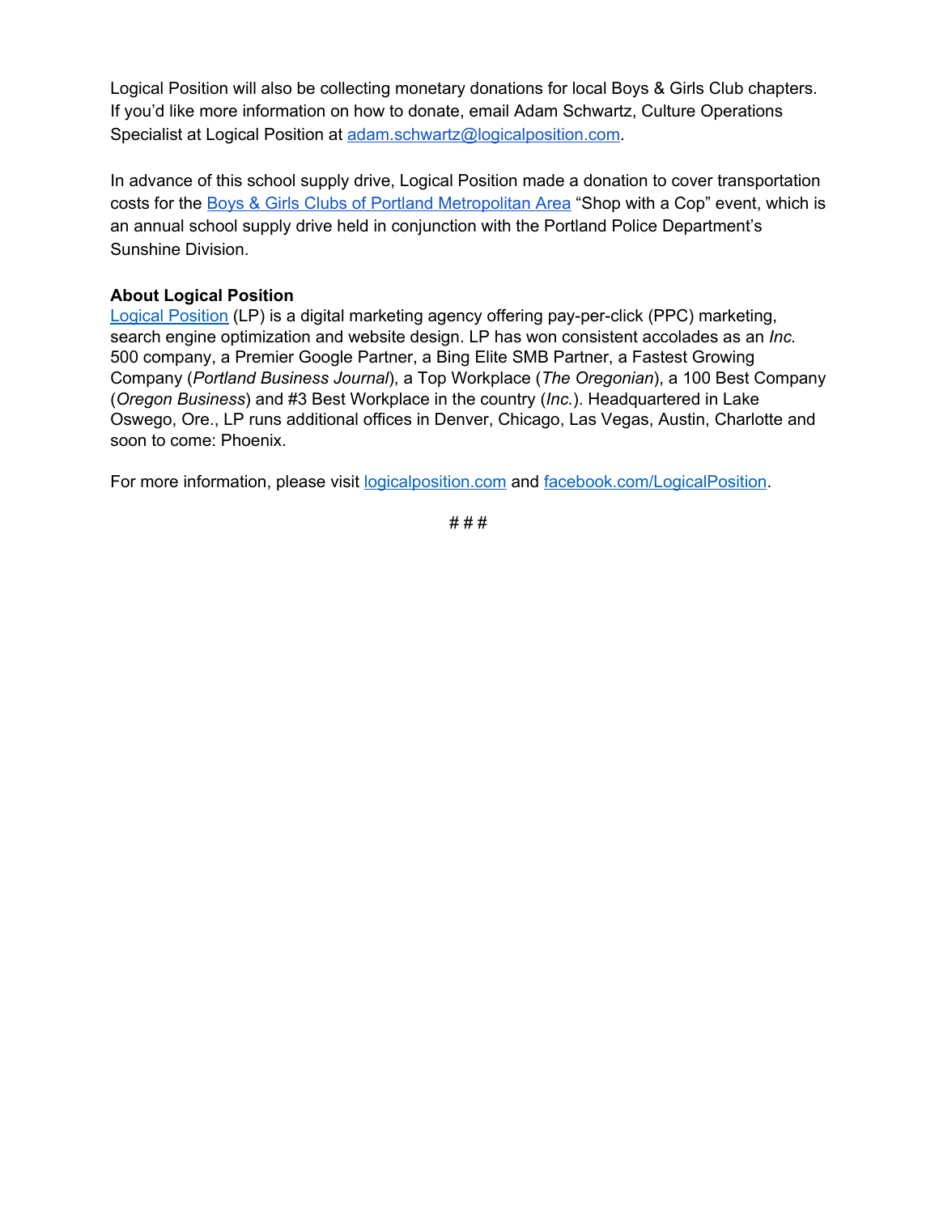Logical Position will also be collecting monetary donations for local Boys & Girls Club chapters. If you'd like more information on how to donate, email Adam Schwartz, Culture Operations Specialist at Logical Position at adam.schwartz@logicalposition.com.

In advance of this school supply drive, Logical Position made a donation to cover transportation costs for the Boys & Girls Clubs of Portland Metropolitan Area "Shop with a Cop" event, which is an annual school supply drive held in conjunction with the Portland Police Department's Sunshine Division.

**About Logical Position**
Logical Position (LP) is a digital marketing agency offering pay-per-click (PPC) marketing, search engine optimization and website design. LP has won consistent accolades as an *Inc.* 500 company, a Premier Google Partner, a Bing Elite SMB Partner, a Fastest Growing Company (*Portland Business Journal*), a Top Workplace (*The Oregonian*), a 100 Best Company (*Oregon Business*) and #3 Best Workplace in the country (*Inc.*). Headquartered in Lake Oswego, Ore., LP runs additional offices in Denver, Chicago, Las Vegas, Austin, Charlotte and soon to come: Phoenix.

For more information, please visit logicalposition.com and facebook.com/LogicalPosition.

# # #